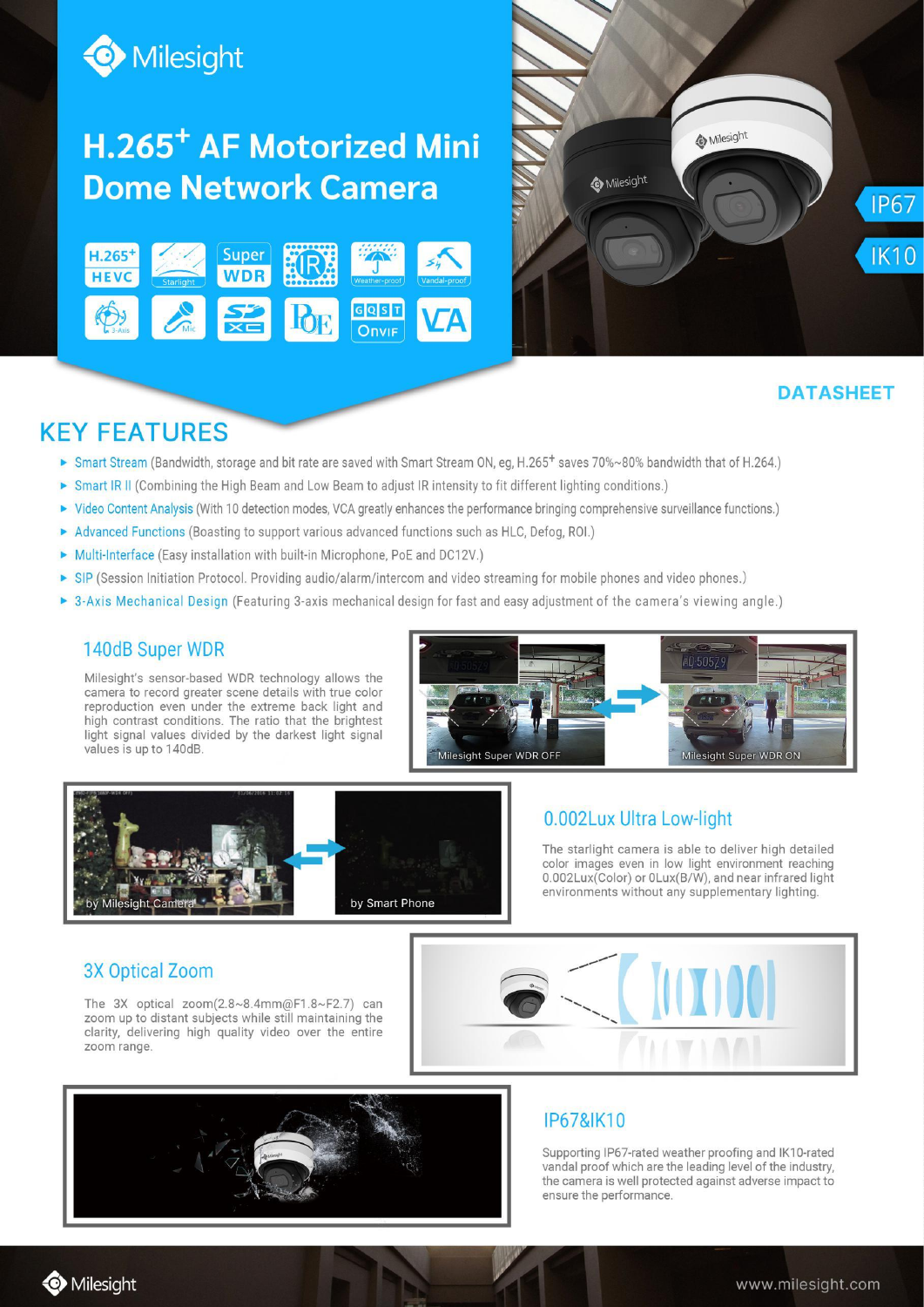# H.265⁺ AF Motorized Mini Dome Network Camera

IP67

IK10

DATASHEET

## KEY FEATURES

- Smart Stream (Bandwidth, storage and bit rate are saved with Smart Stream ON, eg, H.265⁺ saves 70%~80% bandwidth that of H.264.)
- Smart IR II (Combining the High Beam and Low Beam to adjust IR intensity to fit different lighting conditions.)
- Video Content Analysis (With 10 detection modes, VCA greatly enhances the performance bringing comprehensive surveillance functions.)
- Advanced Functions (Boasting to support various advanced functions such as HLC, Defog, ROI.)
- Multi-Interface (Easy installation with built-in Microphone, PoE and DC12V.)
- SIP (Session Initiation Protocol. Providing audio/alarm/intercom and video streaming for mobile phones and video phones.)
- 3-Axis Mechanical Design (Featuring 3-axis mechanical design for fast and easy adjustment of the camera's viewing angle.)

### 140dB Super WDR

Milesight's sensor-based WDR technology allows the camera to record greater scene details with true color reproduction even under the extreme back light and high contrast conditions. The ratio that the brightest light signal values divided by the darkest light signal values is up to 140dB.

Milesight Super WDR OFF

Milesight Super WDR ON

### 0.002Lux Ultra Low-light

The starlight camera is able to deliver high detailed color images even in low light environment reaching 0.002Lux(Color) or 0Lux(B/W), and near infrared light environments without any supplementary lighting.

by Milesight Camera

by Smart Phone

### 3X Optical Zoom

The 3X optical zoom(2.8~8.4mm@F1.8~F2.7) can zoom up to distant subjects while still maintaining the clarity, delivering high quality video over the entire zoom range.

### IP67&IK10

Supporting IP67-rated weather proofing and IK10-rated vandal proof which are the leading level of the industry, the camera is well protected against adverse impact to ensure the performance.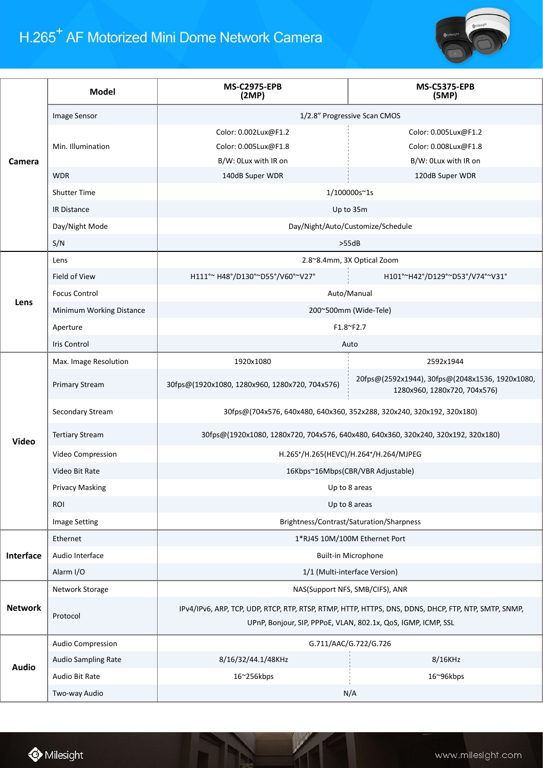# H.265+ AF Motorized Mini Dome Network Camera

| | Model | MS-C2975-EPB (2MP) | MS-C5375-EPB (5MP) |
|---|---|---|---|
| Camera | Image Sensor | 1/2.8" Progressive Scan CMOS | |
| | Min. Illumination | Color: 0.002Lux@F1.2<br>Color: 0.005Lux@F1.8<br>B/W: 0Lux with IR on | Color: 0.005Lux@F1.2<br>Color: 0.008Lux@F1.8<br>B/W: 0Lux with IR on |
| | WDR | 140dB Super WDR | 120dB Super WDR |
| | Shutter Time | 1/100000s~1s | |
| | IR Distance | Up to 35m | |
| | Day/Night Mode | Day/Night/Auto/Customize/Schedule | |
| | S/N | >55dB | |
| Lens | Lens | 2.8~8.4mm, 3X Optical Zoom | |
| | Field of View | H111°~ H48°/D130°~D55°/V60°~V27° | H101°~H42°/D129°~D53°/V74°~V31° |
| | Focus Control | Auto/Manual | |
| | Minimum Working Distance | 200~500mm (Wide-Tele) | |
| | Aperture | F1.8~F2.7 | |
| | Iris Control | Auto | |
| Video | Max. Image Resolution | 1920x1080 | 2592x1944 |
| | Primary Stream | 30fps@(1920x1080, 1280x960, 1280x720, 704x576) | 20fps@(2592x1944), 30fps@(2048x1536, 1920x1080, 1280x960, 1280x720, 704x576) |
| | Secondary Stream | 30fps@(704x576, 640x480, 640x360, 352x288, 320x240, 320x192, 320x180) | |
| | Tertiary Stream | 30fps@(1920x1080, 1280x720, 704x576, 640x480, 640x360, 320x240, 320x192, 320x180) | |
| | Video Compression | H.265+/H.265(HEVC)/H.264+/H.264/MJPEG | |
| | Video Bit Rate | 16Kbps~16Mbps(CBR/VBR Adjustable) | |
| | Privacy Masking | Up to 8 areas | |
| | ROI | Up to 8 areas | |
| | Image Setting | Brightness/Contrast/Saturation/Sharpness | |
| Interface | Ethernet | 1*RJ45 10M/100M Ethernet Port | |
| | Audio Interface | Built-in Microphone | |
| | Alarm I/O | 1/1 (Multi-interface Version) | |
| Network | Network Storage | NAS(Support NFS, SMB/CIFS), ANR | |
| | Protocol | IPv4/IPv6, ARP, TCP, UDP, RTCP, RTP, RTSP, RTMP, HTTP, HTTPS, DNS, DDNS, DHCP, FTP, NTP, SMTP, SNMP, UPnP, Bonjour, SIP, PPPoE, VLAN, 802.1x, QoS, IGMP, ICMP, SSL | |
| Audio | Audio Compression | G.711/AAC/G.722/G.726 | |
| | Audio Sampling Rate | 8/16/32/44.1/48KHz | 8/16KHz |
| | Audio Bit Rate | 16~256kbps | 16~96kbps |
| | Two-way Audio | N/A | |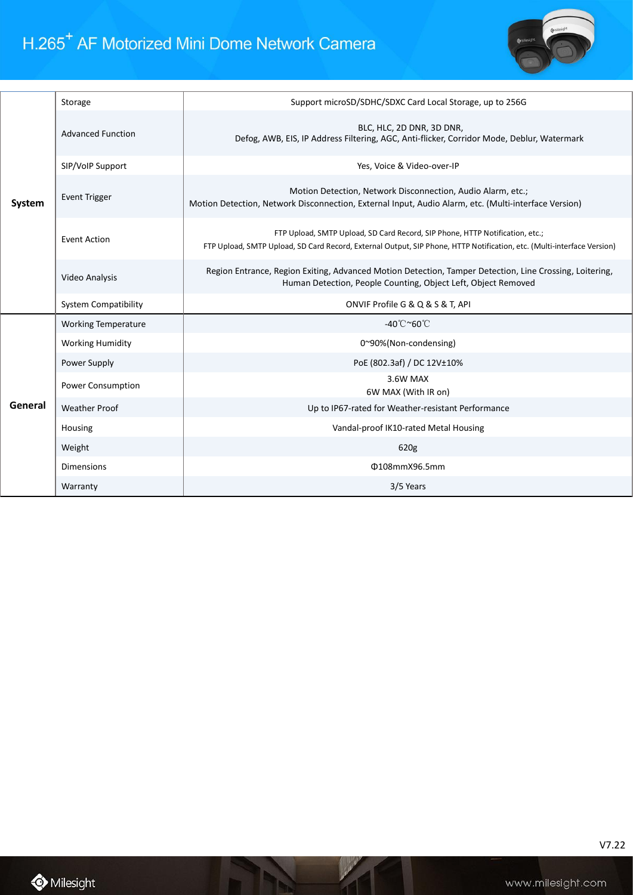# H.265+ AF Motorized Mini Dome Network Camera

| | | |
|---|---|---|
| **System** | Storage | Support microSD/SDHC/SDXC Card Local Storage, up to 256G |
| | Advanced Function | BLC, HLC, 2D DNR, 3D DNR,<br>Defog, AWB, EIS, IP Address Filtering, AGC, Anti-flicker, Corridor Mode, Deblur, Watermark |
| | SIP/VoIP Support | Yes, Voice & Video-over-IP |
| | Event Trigger | Motion Detection, Network Disconnection, Audio Alarm, etc.;<br>Motion Detection, Network Disconnection, External Input, Audio Alarm, etc. (Multi-interface Version) |
| | Event Action | FTP Upload, SMTP Upload, SD Card Record, SIP Phone, HTTP Notification, etc.;<br>FTP Upload, SMTP Upload, SD Card Record, External Output, SIP Phone, HTTP Notification, etc. (Multi-interface Version) |
| | Video Analysis | Region Entrance, Region Exiting, Advanced Motion Detection, Tamper Detection, Line Crossing, Loitering, Human Detection, People Counting, Object Left, Object Removed |
| | System Compatibility | ONVIF Profile G & Q & S & T, API |
| **General** | Working Temperature | -40℃~60℃ |
| | Working Humidity | 0~90%(Non-condensing) |
| | Power Supply | PoE (802.3af) / DC 12V±10% |
| | Power Consumption | 3.6W MAX<br>6W MAX (With IR on) |
| | Weather Proof | Up to IP67-rated for Weather-resistant Performance |
| | Housing | Vandal-proof IK10-rated Metal Housing |
| | Weight | 620g |
| | Dimensions | Φ108mmX96.5mm |
| | Warranty | 3/5 Years |

V7.22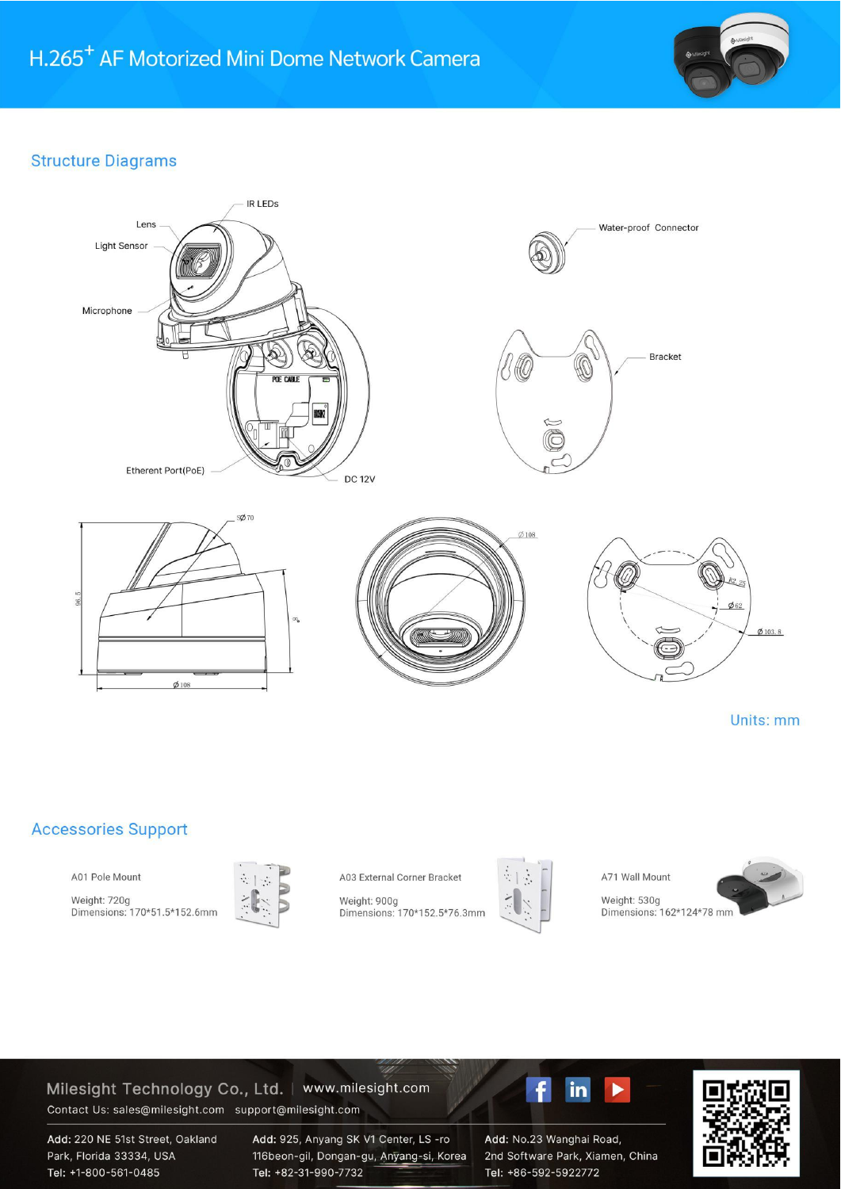# H.265+ AF Motorized Mini Dome Network Camera

## Structure Diagrams

IR LEDs
Lens
Light Sensor
Microphone
Etherent Port(PoE)
DC 12V
Water-proof Connector
Bracket

SØ70
96.5
Ø108
Ø108
R2.25
Ø62
Ø103.8

Units: mm

## Accessories Support

A01 Pole Mount

Weight: 720g
Dimensions: 170*51.5*152.6mm

A03 External Corner Bracket

Weight: 900g
Dimensions: 170*152.5*76.3mm

A71 Wall Mount

Weight: 530g
Dimensions: 162*124*78 mm

Milesight Technology Co., Ltd. | www.milesight.com
Contact Us: sales@milesight.com support@milesight.com

**Add:** 220 NE 51st Street, Oakland Park, Florida 33334, USA
**Tel:** +1-800-561-0485

**Add:** 925, Anyang SK V1 Center, LS -ro 116beon-gil, Dongan-gu, Anyang-si, Korea
**Tel:** +82-31-990-7732

**Add:** No.23 Wanghai Road, 2nd Software Park, Xiamen, China
**Tel:** +86-592-5922772